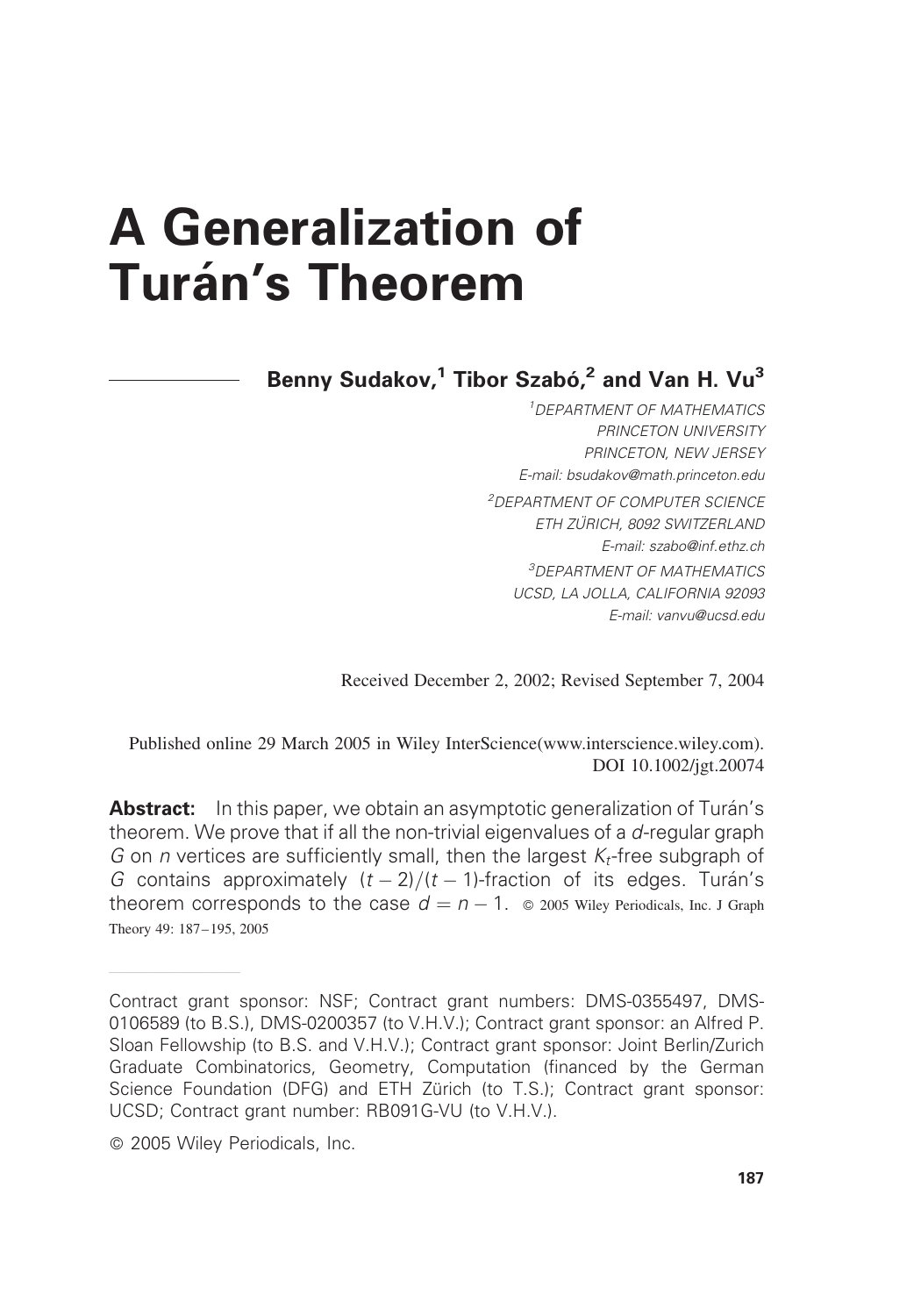# A Generalization of Turán's Theorem

**Benny Sudakov,[1] Tibor Szabó,[2] and Van H. Vu[3]**

[1] DEPARTMENT OF MATHEMATICS
PRINCETON UNIVERSITY
PRINCETON, NEW JERSEY
E-mail: bsudakov@math.princeton.edu

[2] DEPARTMENT OF COMPUTER SCIENCE
ETH ZÜRICH, 8092 SWITZERLAND
E-mail: szabo@inf.ethz.ch

[3] DEPARTMENT OF MATHEMATICS
UCSD, LA JOLLA, CALIFORNIA 92093
E-mail: vanvu@ucsd.edu

Received December 2, 2002; Revised September 7, 2004

Published online 29 March 2005 in Wiley InterScience(www.interscience.wiley.com).
DOI 10.1002/jgt.20074

**Abstract:** In this paper, we obtain an asymptotic generalization of Turán's theorem. We prove that if all the non-trivial eigenvalues of a $d$-regular graph $G$ on $n$ vertices are sufficiently small, then the largest $K_t$-free subgraph of $G$ contains approximately $(t-2)/(t-1)$-fraction of its edges. Turán's theorem corresponds to the case $d = n - 1$. © 2005 Wiley Periodicals, Inc. J Graph Theory 49: 187–195, 2005

---

Contract grant sponsor: NSF; Contract grant numbers: DMS-0355497, DMS-0106589 (to B.S.), DMS-0200357 (to V.H.V.); Contract grant sponsor: an Alfred P. Sloan Fellowship (to B.S. and V.H.V.); Contract grant sponsor: Joint Berlin/Zurich Graduate Combinatorics, Geometry, Computation (financed by the German Science Foundation (DFG) and ETH Zürich (to T.S.); Contract grant sponsor: UCSD; Contract grant number: RB091G-VU (to V.H.V.).

© 2005 Wiley Periodicals, Inc.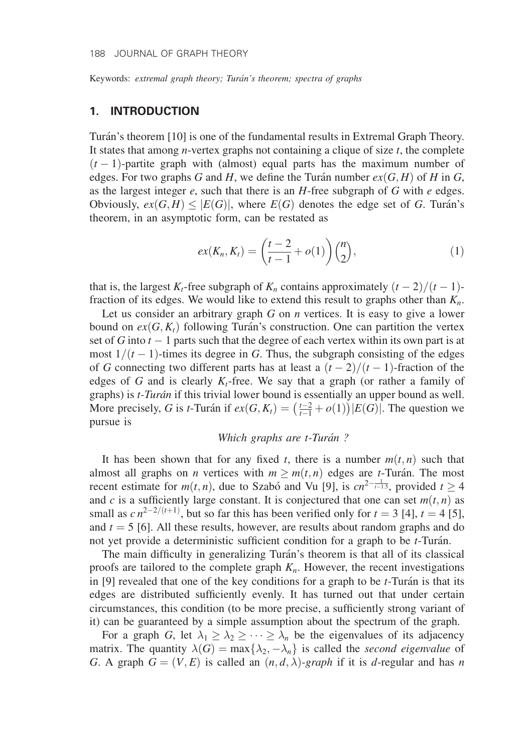Keywords: *extremal graph theory; Turán's theorem; spectra of graphs*

## 1. INTRODUCTION

Turán's theorem [10] is one of the fundamental results in Extremal Graph Theory. It states that among $n$-vertex graphs not containing a clique of size $t$, the complete $(t-1)$-partite graph with (almost) equal parts has the maximum number of edges. For two graphs $G$ and $H$, we define the Turán number $ex(G,H)$ of $H$ in $G$, as the largest integer $e$, such that there is an $H$-free subgraph of $G$ with $e$ edges. Obviously, $ex(G,H) \leq |E(G)|$, where $E(G)$ denotes the edge set of $G$. Turán's theorem, in an asymptotic form, can be restated as

$$ex(K_n, K_t) = \left(\frac{t-2}{t-1} + o(1)\right)\binom{n}{2}, \tag{1}$$

that is, the largest $K_t$-free subgraph of $K_n$ contains approximately $(t-2)/(t-1)$-fraction of its edges. We would like to extend this result to graphs other than $K_n$.

Let us consider an arbitrary graph $G$ on $n$ vertices. It is easy to give a lower bound on $ex(G, K_t)$ following Turán's construction. One can partition the vertex set of $G$ into $t-1$ parts such that the degree of each vertex within its own part is at most $1/(t-1)$-times its degree in $G$. Thus, the subgraph consisting of the edges of $G$ connecting two different parts has at least a $(t-2)/(t-1)$-fraction of the edges of $G$ and is clearly $K_t$-free. We say that a graph (or rather a family of graphs) is *t-Turán* if this trivial lower bound is essentially an upper bound as well. More precisely, $G$ is $t$-Turán if $ex(G, K_t) = \left(\frac{t-2}{t-1} + o(1)\right)|E(G)|$. The question we pursue is

*Which graphs are t-Turán ?*

It has been shown that for any fixed $t$, there is a number $m(t,n)$ such that almost all graphs on $n$ vertices with $m \geq m(t,n)$ edges are $t$-Turán. The most recent estimate for $m(t,n)$, due to Szabó and Vu [9], is $cn^{2-\frac{1}{t-1.5}}$, provided $t \geq 4$ and $c$ is a sufficiently large constant. It is conjectured that one can set $m(t,n)$ as small as $c\,n^{2-2/(t+1)}$, but so far this has been verified only for $t=3$ [4], $t=4$ [5], and $t=5$ [6]. All these results, however, are results about random graphs and do not yet provide a deterministic sufficient condition for a graph to be $t$-Turán.

The main difficulty in generalizing Turán's theorem is that all of its classical proofs are tailored to the complete graph $K_n$. However, the recent investigations in [9] revealed that one of the key conditions for a graph to be $t$-Turán is that its edges are distributed sufficiently evenly. It has turned out that under certain circumstances, this condition (to be more precise, a sufficiently strong variant of it) can be guaranteed by a simple assumption about the spectrum of the graph.

For a graph $G$, let $\lambda_1 \geq \lambda_2 \geq \cdots \geq \lambda_n$ be the eigenvalues of its adjacency matrix. The quantity $\lambda(G) = \max\{\lambda_2, -\lambda_n\}$ is called the *second eigenvalue* of $G$. A graph $G = (V,E)$ is called an $(n,d,\lambda)$*-graph* if it is $d$-regular and has $n$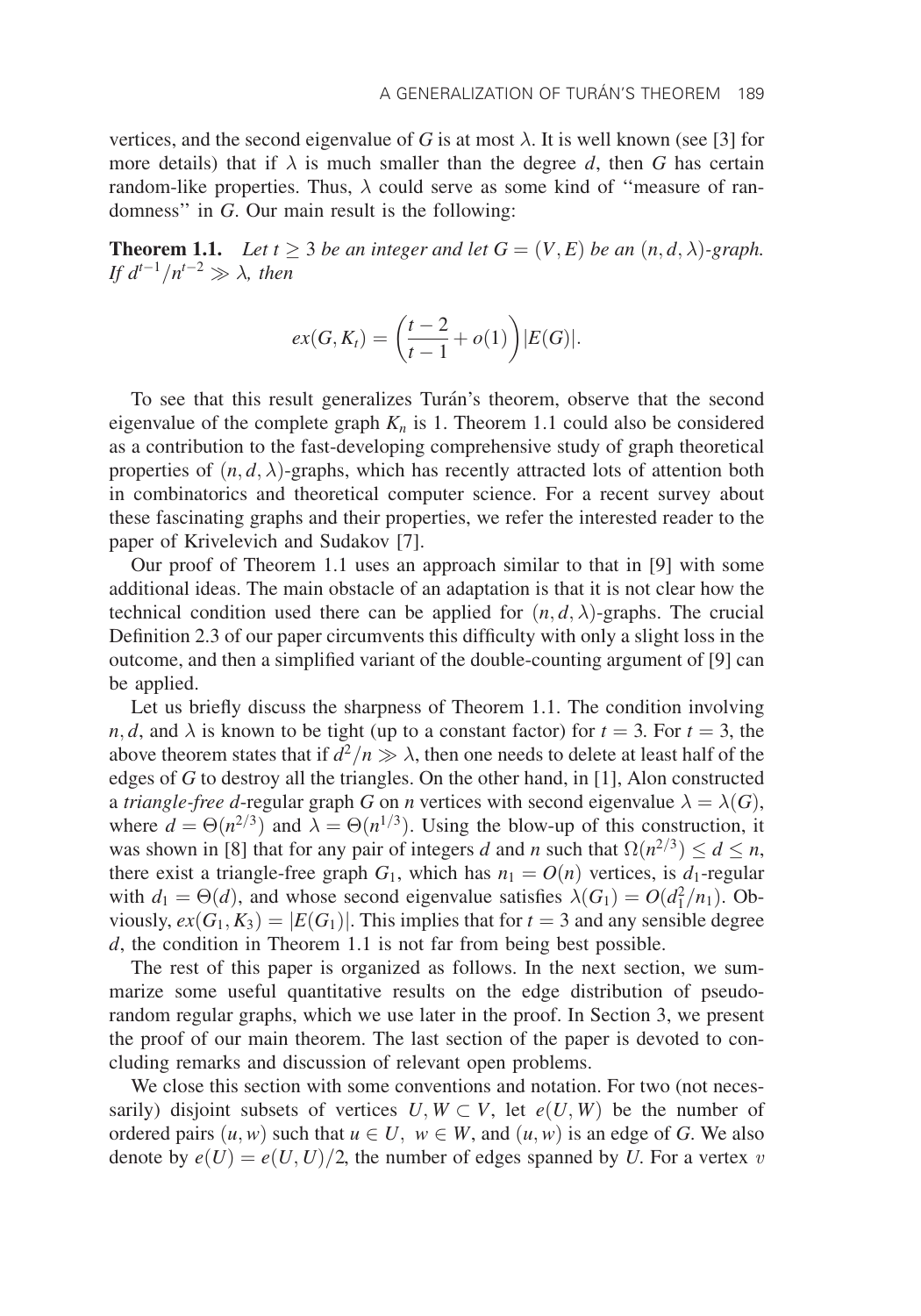vertices, and the second eigenvalue of $G$ is at most $\lambda$. It is well known (see [3] for more details) that if $\lambda$ is much smaller than the degree $d$, then $G$ has certain random-like properties. Thus, $\lambda$ could serve as some kind of "measure of randomness" in $G$. Our main result is the following:

**Theorem 1.1.** *Let $t \geq 3$ be an integer and let $G = (V, E)$ be an $(n, d, \lambda)$-graph. If $d^{t-1}/n^{t-2} \gg \lambda$, then*

$$ex(G, K_t) = \left(\frac{t-2}{t-1} + o(1)\right)|E(G)|.$$

To see that this result generalizes Turán's theorem, observe that the second eigenvalue of the complete graph $K_n$ is 1. Theorem 1.1 could also be considered as a contribution to the fast-developing comprehensive study of graph theoretical properties of $(n, d, \lambda)$-graphs, which has recently attracted lots of attention both in combinatorics and theoretical computer science. For a recent survey about these fascinating graphs and their properties, we refer the interested reader to the paper of Krivelevich and Sudakov [7].

Our proof of Theorem 1.1 uses an approach similar to that in [9] with some additional ideas. The main obstacle of an adaptation is that it is not clear how the technical condition used there can be applied for $(n, d, \lambda)$-graphs. The crucial Definition 2.3 of our paper circumvents this difficulty with only a slight loss in the outcome, and then a simplified variant of the double-counting argument of [9] can be applied.

Let us briefly discuss the sharpness of Theorem 1.1. The condition involving $n, d$, and $\lambda$ is known to be tight (up to a constant factor) for $t = 3$. For $t = 3$, the above theorem states that if $d^2/n \gg \lambda$, then one needs to delete at least half of the edges of $G$ to destroy all the triangles. On the other hand, in [1], Alon constructed a *triangle-free* $d$-regular graph $G$ on $n$ vertices with second eigenvalue $\lambda = \lambda(G)$, where $d = \Theta(n^{2/3})$ and $\lambda = \Theta(n^{1/3})$. Using the blow-up of this construction, it was shown in [8] that for any pair of integers $d$ and $n$ such that $\Omega(n^{2/3}) \leq d \leq n$, there exist a triangle-free graph $G_1$, which has $n_1 = O(n)$ vertices, is $d_1$-regular with $d_1 = \Theta(d)$, and whose second eigenvalue satisfies $\lambda(G_1) = O(d_1^2/n_1)$. Obviously, $ex(G_1, K_3) = |E(G_1)|$. This implies that for $t = 3$ and any sensible degree $d$, the condition in Theorem 1.1 is not far from being best possible.

The rest of this paper is organized as follows. In the next section, we summarize some useful quantitative results on the edge distribution of pseudo-random regular graphs, which we use later in the proof. In Section 3, we present the proof of our main theorem. The last section of the paper is devoted to concluding remarks and discussion of relevant open problems.

We close this section with some conventions and notation. For two (not necessarily) disjoint subsets of vertices $U, W \subset V$, let $e(U, W)$ be the number of ordered pairs $(u, w)$ such that $u \in U$, $w \in W$, and $(u, w)$ is an edge of $G$. We also denote by $e(U) = e(U, U)/2$, the number of edges spanned by $U$. For a vertex $v$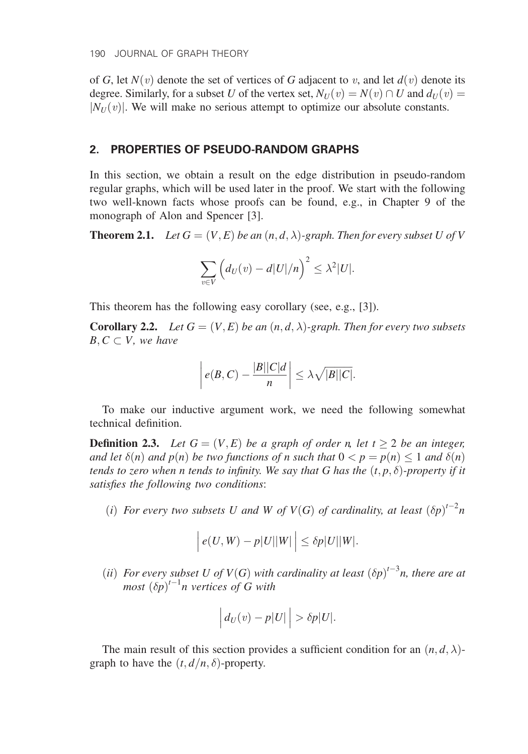of $G$, let $N(v)$ denote the set of vertices of $G$ adjacent to $v$, and let $d(v)$ denote its degree. Similarly, for a subset $U$ of the vertex set, $N_U(v) = N(v) \cap U$ and $d_U(v) = |N_U(v)|$. We will make no serious attempt to optimize our absolute constants.

## 2. PROPERTIES OF PSEUDO-RANDOM GRAPHS

In this section, we obtain a result on the edge distribution in pseudo-random regular graphs, which will be used later in the proof. We start with the following two well-known facts whose proofs can be found, e.g., in Chapter 9 of the monograph of Alon and Spencer [3].

**Theorem 2.1.** *Let $G = (V, E)$ be an $(n, d, \lambda)$-graph. Then for every subset $U$ of $V$*

$$\sum_{v \in V} \left( d_U(v) - d|U|/n \right)^2 \leq \lambda^2 |U|.$$

This theorem has the following easy corollary (see, e.g., [3]).

**Corollary 2.2.** *Let $G = (V, E)$ be an $(n, d, \lambda)$-graph. Then for every two subsets $B, C \subset V$, we have*

$$\left| e(B, C) - \frac{|B||C|d}{n} \right| \leq \lambda \sqrt{|B||C|}.$$

To make our inductive argument work, we need the following somewhat technical definition.

**Definition 2.3.** *Let $G = (V, E)$ be a graph of order $n$, let $t \geq 2$ be an integer, and let $\delta(n)$ and $p(n)$ be two functions of $n$ such that $0 < p = p(n) \leq 1$ and $\delta(n)$ tends to zero when $n$ tends to infinity. We say that $G$ has the $(t, p, \delta)$-property if it satisfies the following two conditions*:

(*i*) *For every two subsets $U$ and $W$ of $V(G)$ of cardinality, at least $(\delta p)^{t-2} n$*

$$\left| e(U, W) - p|U||W| \right| \leq \delta p |U||W|.$$

(*ii*) *For every subset $U$ of $V(G)$ with cardinality at least $(\delta p)^{t-3} n$, there are at most $(\delta p)^{t-1} n$ vertices of $G$ with*

$$\left| d_U(v) - p|U| \right| > \delta p |U|.$$

The main result of this section provides a sufficient condition for an $(n, d, \lambda)$-graph to have the $(t, d/n, \delta)$-property.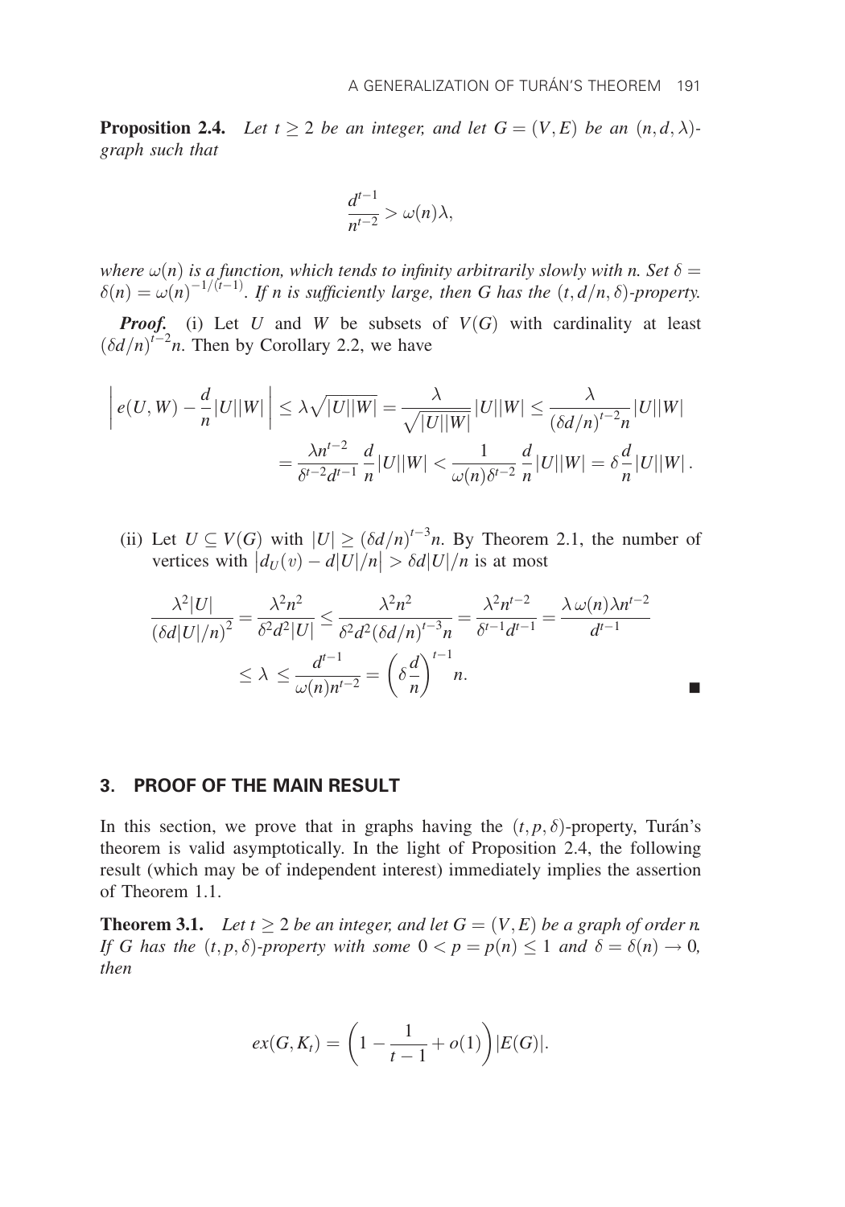**Proposition 2.4.** *Let $t \geq 2$ be an integer, and let $G = (V, E)$ be an $(n, d, \lambda)$-graph such that*

$$\frac{d^{t-1}}{n^{t-2}} > \omega(n)\lambda,$$

*where $\omega(n)$ is a function, which tends to infinity arbitrarily slowly with n. Set $\delta = \delta(n) = \omega(n)^{-1/(t-1)}$. If n is sufficiently large, then G has the $(t, d/n, \delta)$-property.*

***Proof.*** (i) Let $U$ and $W$ be subsets of $V(G)$ with cardinality at least $(\delta d/n)^{t-2} n$. Then by Corollary 2.2, we have

$$\left| e(U, W) - \frac{d}{n}|U||W| \right| \leq \lambda\sqrt{|U||W|} = \frac{\lambda}{\sqrt{|U||W|}}|U||W| \leq \frac{\lambda}{(\delta d/n)^{t-2} n}|U||W|$$
$$= \frac{\lambda n^{t-2}}{\delta^{t-2} d^{t-1}} \frac{d}{n}|U||W| < \frac{1}{\omega(n)\delta^{t-2}} \frac{d}{n}|U||W| = \delta \frac{d}{n}|U||W|.$$

(ii) Let $U \subseteq V(G)$ with $|U| \geq (\delta d/n)^{t-3} n$. By Theorem 2.1, the number of vertices with $|d_U(v) - d|U|/n| > \delta d|U|/n$ is at most

$$\frac{\lambda^2 |U|}{(\delta d|U|/n)^2} = \frac{\lambda^2 n^2}{\delta^2 d^2 |U|} \leq \frac{\lambda^2 n^2}{\delta^2 d^2 (\delta d/n)^{t-3} n} = \frac{\lambda^2 n^{t-2}}{\delta^{t-1} d^{t-1}} = \frac{\lambda\, \omega(n) \lambda n^{t-2}}{d^{t-1}}$$
$$\leq \lambda \leq \frac{d^{t-1}}{\omega(n) n^{t-2}} = \left(\delta \frac{d}{n}\right)^{t-1} n.$$

■

## 3. PROOF OF THE MAIN RESULT

In this section, we prove that in graphs having the $(t, p, \delta)$-property, Turán's theorem is valid asymptotically. In the light of Proposition 2.4, the following result (which may be of independent interest) immediately implies the assertion of Theorem 1.1.

**Theorem 3.1.** *Let $t \geq 2$ be an integer, and let $G = (V, E)$ be a graph of order n. If G has the $(t, p, \delta)$-property with some $0 < p = p(n) \leq 1$ and $\delta = \delta(n) \to 0$, then*

$$ex(G, K_t) = \left(1 - \frac{1}{t-1} + o(1)\right)|E(G)|.$$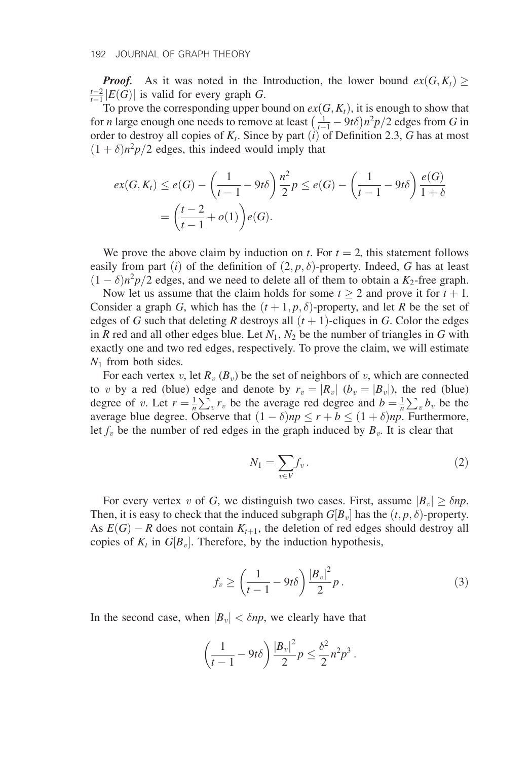***Proof.*** As it was noted in the Introduction, the lower bound $ex(G, K_t) \geq \frac{t-2}{t-1}|E(G)|$ is valid for every graph $G$.

To prove the corresponding upper bound on $ex(G, K_t)$, it is enough to show that for $n$ large enough one needs to remove at least $\left(\frac{1}{t-1} - 9t\delta\right)n^2p/2$ edges from $G$ in order to destroy all copies of $K_t$. Since by part $(i)$ of Definition 2.3, $G$ has at most $(1+\delta)n^2p/2$ edges, this indeed would imply that

$$ex(G, K_t) \leq e(G) - \left(\frac{1}{t-1} - 9t\delta\right)\frac{n^2}{2}p \leq e(G) - \left(\frac{1}{t-1} - 9t\delta\right)\frac{e(G)}{1+\delta}$$
$$= \left(\frac{t-2}{t-1} + o(1)\right)e(G).$$

We prove the above claim by induction on $t$. For $t = 2$, this statement follows easily from part $(i)$ of the definition of $(2, p, \delta)$-property. Indeed, $G$ has at least $(1-\delta)n^2p/2$ edges, and we need to delete all of them to obtain a $K_2$-free graph.

Now let us assume that the claim holds for some $t \geq 2$ and prove it for $t+1$. Consider a graph $G$, which has the $(t+1, p, \delta)$-property, and let $R$ be the set of edges of $G$ such that deleting $R$ destroys all $(t+1)$-cliques in $G$. Color the edges in $R$ red and all other edges blue. Let $N_1$, $N_2$ be the number of triangles in $G$ with exactly one and two red edges, respectively. To prove the claim, we will estimate $N_1$ from both sides.

For each vertex $v$, let $R_v$ ($B_v$) be the set of neighbors of $v$, which are connected to $v$ by a red (blue) edge and denote by $r_v = |R_v|$ ($b_v = |B_v|$), the red (blue) degree of $v$. Let $r = \frac{1}{n}\sum_v r_v$ be the average red degree and $b = \frac{1}{n}\sum_v b_v$ be the average blue degree. Observe that $(1-\delta)np \leq r + b \leq (1+\delta)np$. Furthermore, let $f_v$ be the number of red edges in the graph induced by $B_v$. It is clear that

$$N_1 = \sum_{v \in V} f_v \,. \tag{2}$$

For every vertex $v$ of $G$, we distinguish two cases. First, assume $|B_v| \geq \delta np$. Then, it is easy to check that the induced subgraph $G[B_v]$ has the $(t, p, \delta)$-property. As $E(G) - R$ does not contain $K_{t+1}$, the deletion of red edges should destroy all copies of $K_t$ in $G[B_v]$. Therefore, by the induction hypothesis,

$$f_v \geq \left(\frac{1}{t-1} - 9t\delta\right)\frac{|B_v|^2}{2}p \,. \tag{3}$$

In the second case, when $|B_v| < \delta np$, we clearly have that

$$\left(\frac{1}{t-1} - 9t\delta\right)\frac{|B_v|^2}{2}p \leq \frac{\delta^2}{2}n^2p^3 \,.$$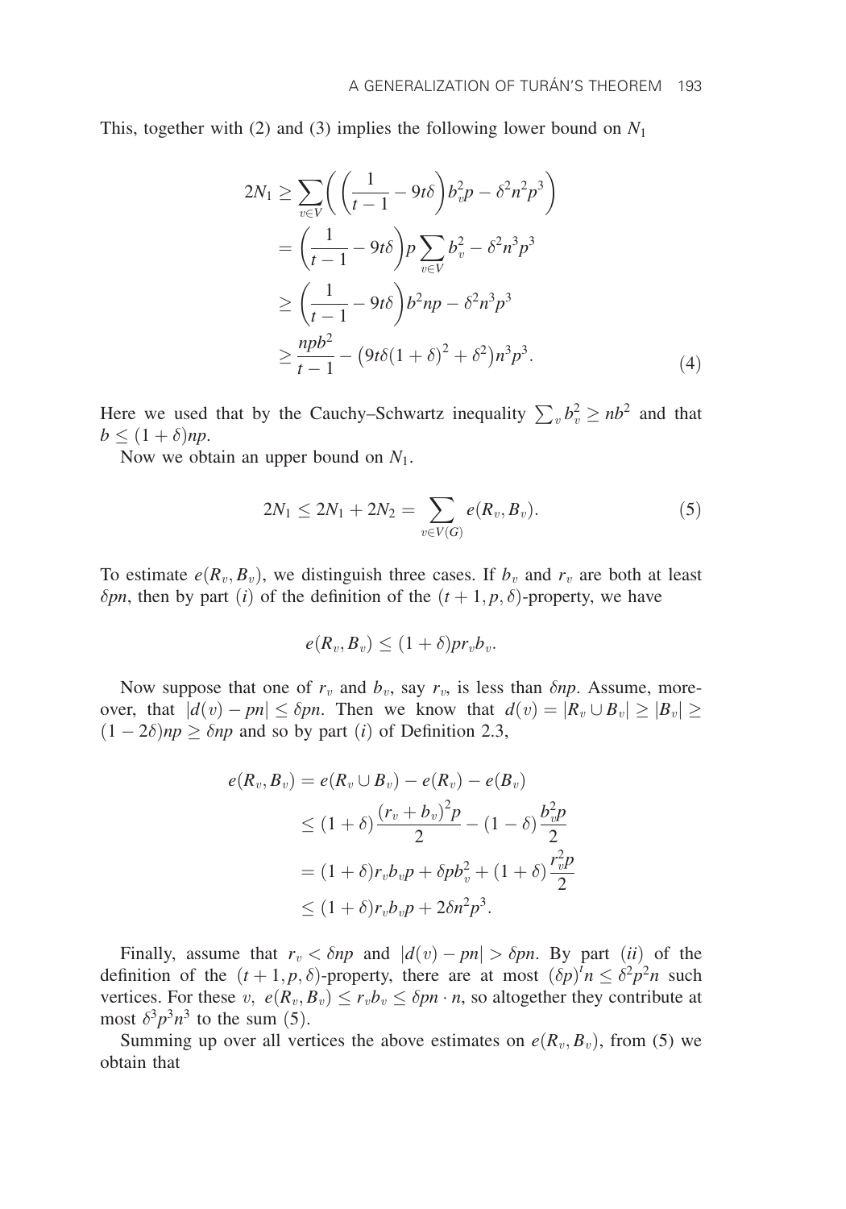This, together with (2) and (3) implies the following lower bound on $N_1$

$$
\begin{aligned}
2N_1 &\geq \sum_{v \in V} \left( \left( \frac{1}{t-1} - 9t\delta \right) b_v^2 p - \delta^2 n^2 p^3 \right) \\
&= \left( \frac{1}{t-1} - 9t\delta \right) p \sum_{v \in V} b_v^2 - \delta^2 n^3 p^3 \\
&\geq \left( \frac{1}{t-1} - 9t\delta \right) b^2 np - \delta^2 n^3 p^3 \\
&\geq \frac{npb^2}{t-1} - \left( 9t\delta(1+\delta)^2 + \delta^2 \right) n^3 p^3. \qquad (4)
\end{aligned}
$$

Here we used that by the Cauchy–Schwartz inequality $\sum_v b_v^2 \geq nb^2$ and that $b \leq (1+\delta)np$.

Now we obtain an upper bound on $N_1$.

$$
2N_1 \leq 2N_1 + 2N_2 = \sum_{v \in V(G)} e(R_v, B_v). \qquad (5)
$$

To estimate $e(R_v, B_v)$, we distinguish three cases. If $b_v$ and $r_v$ are both at least $\delta pn$, then by part $(i)$ of the definition of the $(t+1, p, \delta)$-property, we have

$$
e(R_v, B_v) \leq (1+\delta) p r_v b_v.
$$

Now suppose that one of $r_v$ and $b_v$, say $r_v$, is less than $\delta np$. Assume, moreover, that $|d(v) - pn| \leq \delta pn$. Then we know that $d(v) = |R_v \cup B_v| \geq |B_v| \geq (1-2\delta)np \geq \delta np$ and so by part $(i)$ of Definition 2.3,

$$
\begin{aligned}
e(R_v, B_v) &= e(R_v \cup B_v) - e(R_v) - e(B_v) \\
&\leq (1+\delta) \frac{(r_v + b_v)^2 p}{2} - (1-\delta) \frac{b_v^2 p}{2} \\
&= (1+\delta) r_v b_v p + \delta p b_v^2 + (1+\delta) \frac{r_v^2 p}{2} \\
&\leq (1+\delta) r_v b_v p + 2\delta n^2 p^3.
\end{aligned}
$$

Finally, assume that $r_v < \delta np$ and $|d(v) - pn| > \delta pn$. By part $(ii)$ of the definition of the $(t+1, p, \delta)$-property, there are at most $(\delta p)^t n \leq \delta^2 p^2 n$ such vertices. For these $v$, $e(R_v, B_v) \leq r_v b_v \leq \delta pn \cdot n$, so altogether they contribute at most $\delta^3 p^3 n^3$ to the sum (5).

Summing up over all vertices the above estimates on $e(R_v, B_v)$, from (5) we obtain that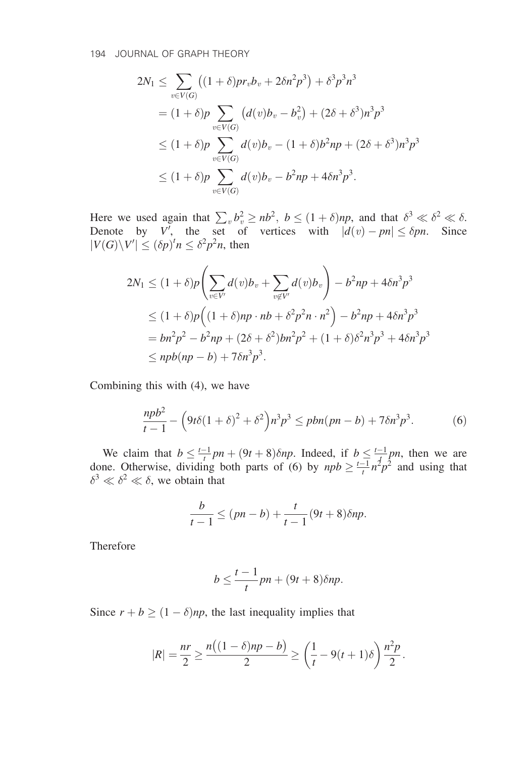$$
\begin{aligned}
2N_1 &\leq \sum_{v\in V(G)} \left((1+\delta)pr_v b_v + 2\delta n^2p^3\right) + \delta^3p^3n^3 \\
&= (1+\delta)p \sum_{v\in V(G)} \left(d(v)b_v - b_v^2\right) + (2\delta+\delta^3)n^3p^3 \\
&\leq (1+\delta)p \sum_{v\in V(G)} d(v)b_v - (1+\delta)b^2np + (2\delta+\delta^3)n^3p^3 \\
&\leq (1+\delta)p \sum_{v\in V(G)} d(v)b_v - b^2np + 4\delta n^3p^3.
\end{aligned}
$$

Here we used again that $\sum_v b_v^2 \geq nb^2$, $b \leq (1+\delta)np$, and that $\delta^3 \ll \delta^2 \ll \delta$. Denote by $V'$, the set of vertices with $|d(v) - pn| \leq \delta pn$. Since $|V(G)\backslash V'| \leq (\delta p)^t n \leq \delta^2 p^2 n$, then

$$
\begin{aligned}
2N_1 &\leq (1+\delta)p\left(\sum_{v\in V'} d(v)b_v + \sum_{v\notin V'} d(v)b_v\right) - b^2np + 4\delta n^3p^3 \\
&\leq (1+\delta)p\Big((1+\delta)np\cdot nb + \delta^2p^2n\cdot n^2\Big) - b^2np + 4\delta n^3p^3 \\
&= bn^2p^2 - b^2np + (2\delta+\delta^2)bn^2p^2 + (1+\delta)\delta^2n^3p^3 + 4\delta n^3p^3 \\
&\leq npb(np-b) + 7\delta n^3p^3.
\end{aligned}
$$

Combining this with (4), we have

$$
\frac{npb^2}{t-1} - \left(9t\delta(1+\delta)^2 + \delta^2\right)n^3p^3 \leq pbn(pn-b) + 7\delta n^3p^3. \tag{6}
$$

We claim that $b \leq \frac{t-1}{t}pn + (9t+8)\delta np$. Indeed, if $b \leq \frac{t-1}{t}pn$, then we are done. Otherwise, dividing both parts of (6) by $npb \geq \frac{t-1}{t}n^2p^2$ and using that $\delta^3 \ll \delta^2 \ll \delta$, we obtain that

$$
\frac{b}{t-1} \leq (pn-b) + \frac{t}{t-1}(9t+8)\delta np.
$$

Therefore

$$
b \leq \frac{t-1}{t}pn + (9t+8)\delta np.
$$

Since $r + b \geq (1-\delta)np$, the last inequality implies that

$$
|R| = \frac{nr}{2} \geq \frac{n\big((1-\delta)np - b\big)}{2} \geq \left(\frac{1}{t} - 9(t+1)\delta\right)\frac{n^2p}{2}.
$$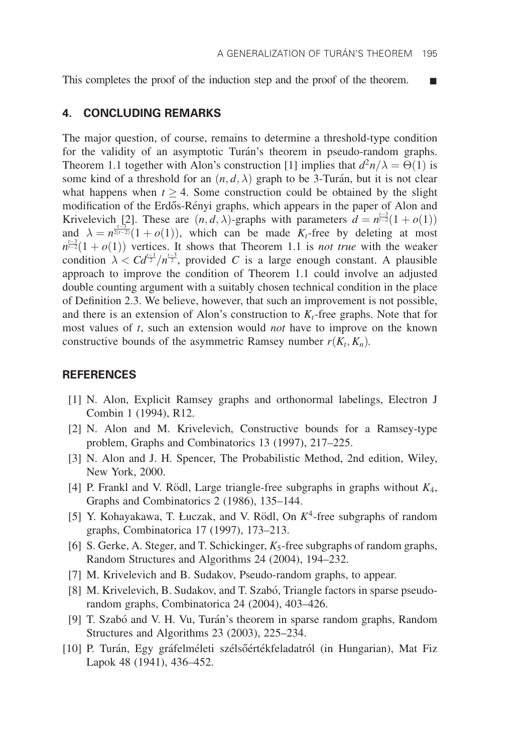This completes the proof of the induction step and the proof of the theorem. ■

## 4. CONCLUDING REMARKS

The major question, of course, remains to determine a threshold-type condition for the validity of an asymptotic Turán's theorem in pseudo-random graphs. Theorem 1.1 together with Alon's construction [1] implies that $d^2n/\lambda = \Theta(1)$ is some kind of a threshold for an $(n, d, \lambda)$ graph to be 3-Turán, but it is not clear what happens when $t \geq 4$. Some construction could be obtained by the slight modification of the Erdős-Rényi graphs, which appears in the paper of Alon and Krivelevich [2]. These are $(n, d, \lambda)$-graphs with parameters $d = n^{\frac{t-3}{t-2}}(1 + o(1))$ and $\lambda = n^{\frac{t-3}{2(t-2)}}(1 + o(1))$, which can be made $K_t$-free by deleting at most $n^{\frac{t-3}{t-2}}(1 + o(1))$ vertices. It shows that Theorem 1.1 is *not true* with the weaker condition $\lambda < Cd^{\frac{t-1}{2}}/n^{\frac{t-3}{2}}$, provided $C$ is a large enough constant. A plausible approach to improve the condition of Theorem 1.1 could involve an adjusted double counting argument with a suitably chosen technical condition in the place of Definition 2.3. We believe, however, that such an improvement is not possible, and there is an extension of Alon's construction to $K_t$-free graphs. Note that for most values of $t$, such an extension would *not* have to improve on the known constructive bounds of the asymmetric Ramsey number $r(K_t, K_n)$.

## REFERENCES

[1] N. Alon, Explicit Ramsey graphs and orthonormal labelings, Electron J Combin 1 (1994), R12.

[2] N. Alon and M. Krivelevich, Constructive bounds for a Ramsey-type problem, Graphs and Combinatorics 13 (1997), 217–225.

[3] N. Alon and J. H. Spencer, The Probabilistic Method, 2nd edition, Wiley, New York, 2000.

[4] P. Frankl and V. Rödl, Large triangle-free subgraphs in graphs without $K_4$, Graphs and Combinatorics 2 (1986), 135–144.

[5] Y. Kohayakawa, T. Łuczak, and V. Rödl, On $K^4$-free subgraphs of random graphs, Combinatorica 17 (1997), 173–213.

[6] S. Gerke, A. Steger, and T. Schickinger, $K_5$-free subgraphs of random graphs, Random Structures and Algorithms 24 (2004), 194–232.

[7] M. Krivelevich and B. Sudakov, Pseudo-random graphs, to appear.

[8] M. Krivelevich, B. Sudakov, and T. Szabó, Triangle factors in sparse pseudo-random graphs, Combinatorica 24 (2004), 403–426.

[9] T. Szabó and V. H. Vu, Turán's theorem in sparse random graphs, Random Structures and Algorithms 23 (2003), 225–234.

[10] P. Turán, Egy gráfelméleti szélsőértékfeladatról (in Hungarian), Mat Fiz Lapok 48 (1941), 436–452.